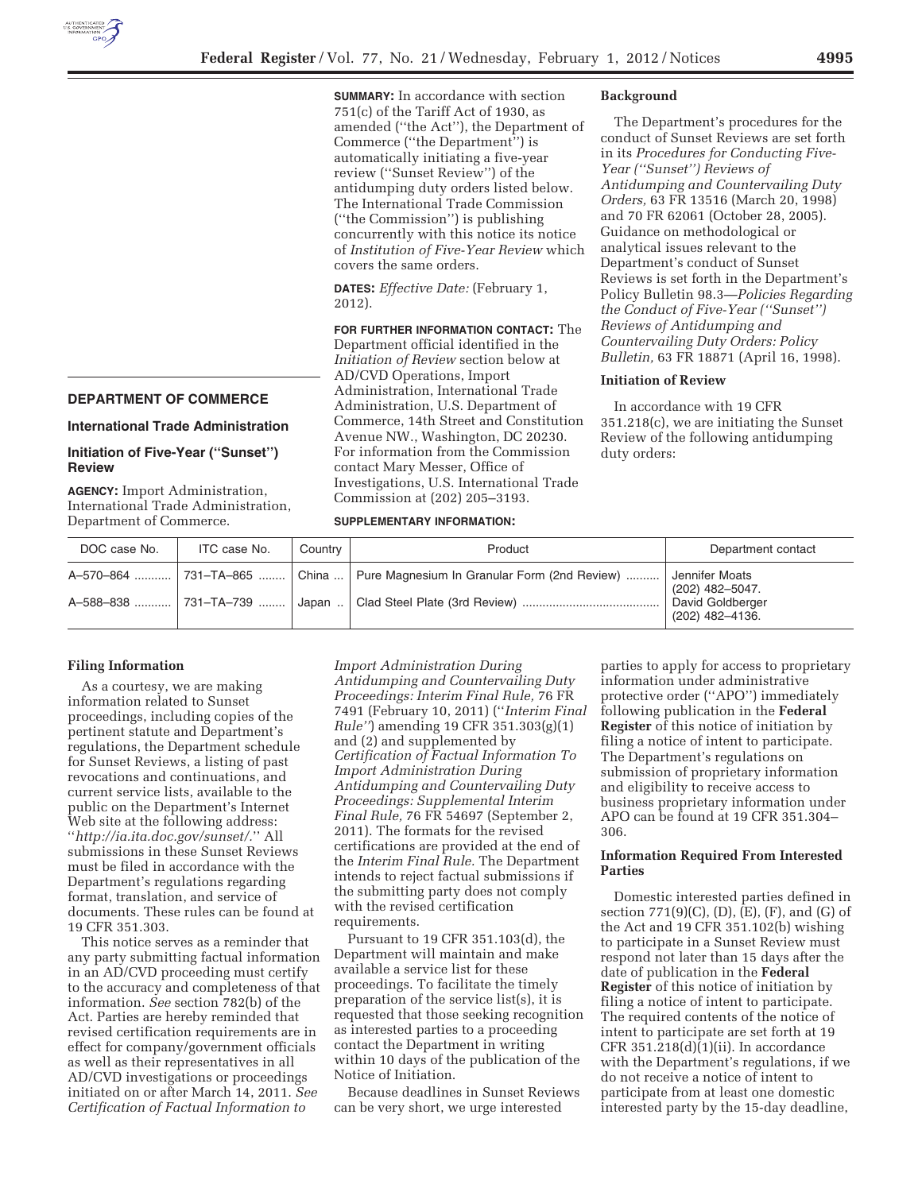## DEPARTMENT OF COMMERCE

### International Trade Administration

### Initiation of Five-Year ("Sunset") Review

**AGENCY:** Import Administration, International Trade Administration, Department of Commerce.

**SUMMARY:** In accordance with section 751(c) of the Tariff Act of 1930, as amended ("the Act"), the Department of Commerce ("the Department") is automatically initiating a five-year review ("Sunset Review") of the antidumping duty orders listed below. The International Trade Commission ("the Commission") is publishing concurrently with this notice its notice of *Institution of Five-Year Review* which covers the same orders.

**DATES:** *Effective Date:* (February 1, 2012).

**FOR FURTHER INFORMATION CONTACT:** The Department official identified in the *Initiation of Review* section below at AD/CVD Operations, Import Administration, International Trade Administration, U.S. Department of Commerce, 14th Street and Constitution Avenue NW., Washington, DC 20230. For information from the Commission contact Mary Messer, Office of Investigations, U.S. International Trade Commission at (202) 205–3193.

**SUPPLEMENTARY INFORMATION:**

### Background

The Department's procedures for the conduct of Sunset Reviews are set forth in its *Procedures for Conducting Five-Year ("Sunset") Reviews of Antidumping and Countervailing Duty Orders,* 63 FR 13516 (March 20, 1998) and 70 FR 62061 (October 28, 2005). Guidance on methodological or analytical issues relevant to the Department's conduct of Sunset Reviews is set forth in the Department's Policy Bulletin 98.3—*Policies Regarding the Conduct of Five-Year ("Sunset") Reviews of Antidumping and Countervailing Duty Orders: Policy Bulletin,* 63 FR 18871 (April 16, 1998).

### Initiation of Review

In accordance with 19 CFR 351.218(c), we are initiating the Sunset Review of the following antidumping duty orders:

| DOC case No. | ITC case No. | Country | Product | Department contact |
|---|---|---|---|---|
| A–570–864 | 731–TA–865 | China | Pure Magnesium In Granular Form (2nd Review) | Jennifer Moats (202) 482–5047. |
| A–588–838 | 731–TA–739 | Japan | Clad Steel Plate (3rd Review) | David Goldberger (202) 482–4136. |

### Filing Information

As a courtesy, we are making information related to Sunset proceedings, including copies of the pertinent statute and Department's regulations, the Department schedule for Sunset Reviews, a listing of past revocations and continuations, and current service lists, available to the public on the Department's Internet Web site at the following address: "*http://ia.ita.doc.gov/sunset/*." All submissions in these Sunset Reviews must be filed in accordance with the Department's regulations regarding format, translation, and service of documents. These rules can be found at 19 CFR 351.303.

This notice serves as a reminder that any party submitting factual information in an AD/CVD proceeding must certify to the accuracy and completeness of that information. *See* section 782(b) of the Act. Parties are hereby reminded that revised certification requirements are in effect for company/government officials as well as their representatives in all AD/CVD investigations or proceedings initiated on or after March 14, 2011. *See Certification of Factual Information to Import Administration During Antidumping and Countervailing Duty Proceedings: Interim Final Rule,* 76 FR 7491 (February 10, 2011) ("*Interim Final Rule"*) amending 19 CFR 351.303(g)(1) and (2) and supplemented by *Certification of Factual Information To Import Administration During Antidumping and Countervailing Duty Proceedings: Supplemental Interim Final Rule,* 76 FR 54697 (September 2, 2011). The formats for the revised certifications are provided at the end of the *Interim Final Rule.* The Department intends to reject factual submissions if the submitting party does not comply with the revised certification requirements.

Pursuant to 19 CFR 351.103(d), the Department will maintain and make available a service list for these proceedings. To facilitate the timely preparation of the service list(s), it is requested that those seeking recognition as interested parties to a proceeding contact the Department in writing within 10 days of the publication of the Notice of Initiation.

Because deadlines in Sunset Reviews can be very short, we urge interested parties to apply for access to proprietary information under administrative protective order ("APO") immediately following publication in the **Federal Register** of this notice of initiation by filing a notice of intent to participate. The Department's regulations on submission of proprietary information and eligibility to receive access to business proprietary information under APO can be found at 19 CFR 351.304–306.

### Information Required From Interested Parties

Domestic interested parties defined in section 771(9)(C), (D), (E), (F), and (G) of the Act and 19 CFR 351.102(b) wishing to participate in a Sunset Review must respond not later than 15 days after the date of publication in the **Federal Register** of this notice of initiation by filing a notice of intent to participate. The required contents of the notice of intent to participate are set forth at 19 CFR 351.218(d)(1)(ii). In accordance with the Department's regulations, if we do not receive a notice of intent to participate from at least one domestic interested party by the 15-day deadline,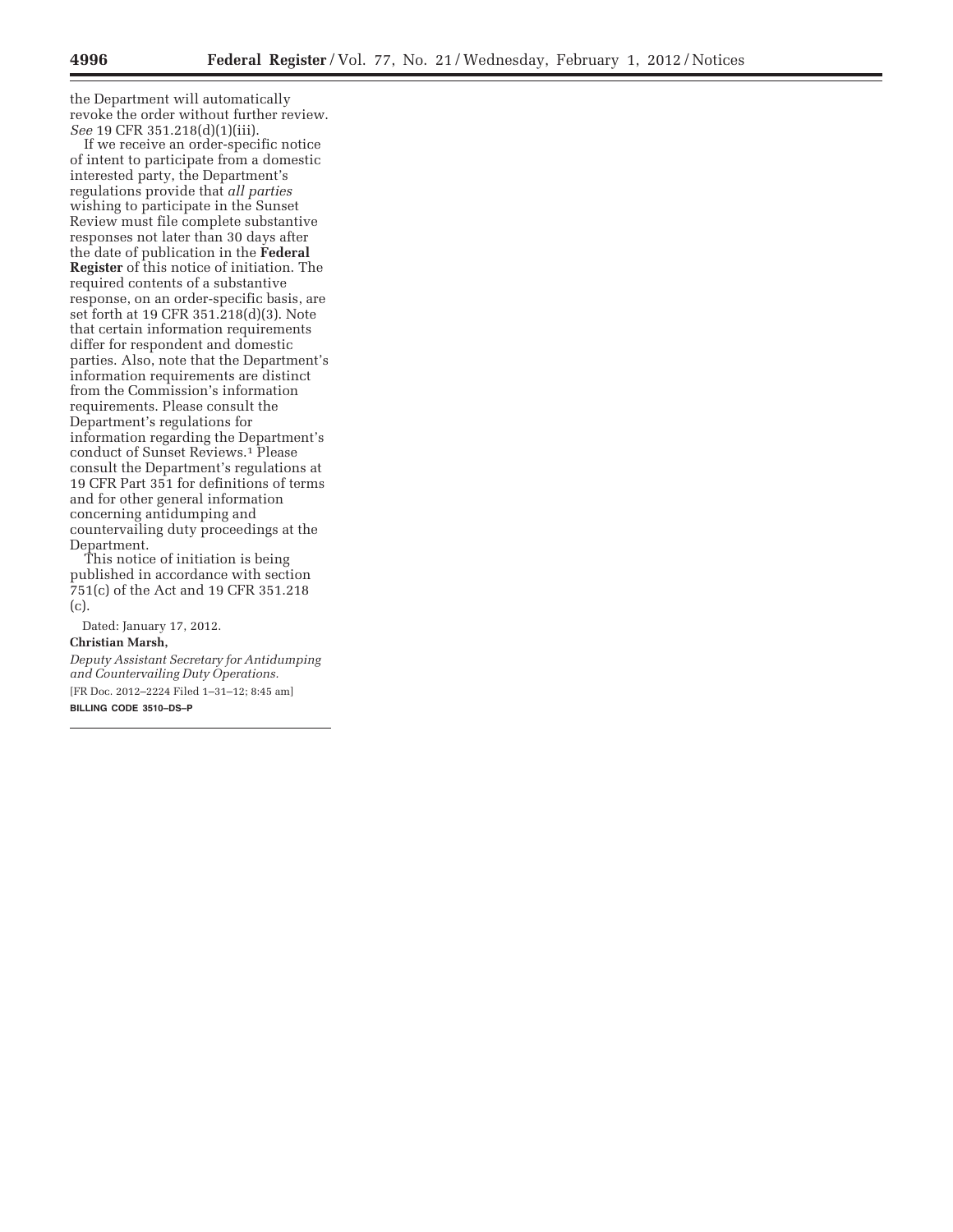the Department will automatically revoke the order without further review. *See* 19 CFR 351.218(d)(1)(iii).

If we receive an order-specific notice of intent to participate from a domestic interested party, the Department's regulations provide that *all parties* wishing to participate in the Sunset Review must file complete substantive responses not later than 30 days after the date of publication in the **Federal Register** of this notice of initiation. The required contents of a substantive response, on an order-specific basis, are set forth at 19 CFR 351.218(d)(3). Note that certain information requirements differ for respondent and domestic parties. Also, note that the Department's information requirements are distinct from the Commission's information requirements. Please consult the Department's regulations for information regarding the Department's conduct of Sunset Reviews.[1] Please consult the Department's regulations at 19 CFR Part 351 for definitions of terms and for other general information concerning antidumping and countervailing duty proceedings at the Department.

This notice of initiation is being published in accordance with section 751(c) of the Act and 19 CFR 351.218 (c).

Dated: January 17, 2012.

**Christian Marsh,**

*Deputy Assistant Secretary for Antidumping and Countervailing Duty Operations.*

[FR Doc. 2012–2224 Filed 1–31–12; 8:45 am]

**BILLING CODE 3510–DS–P**